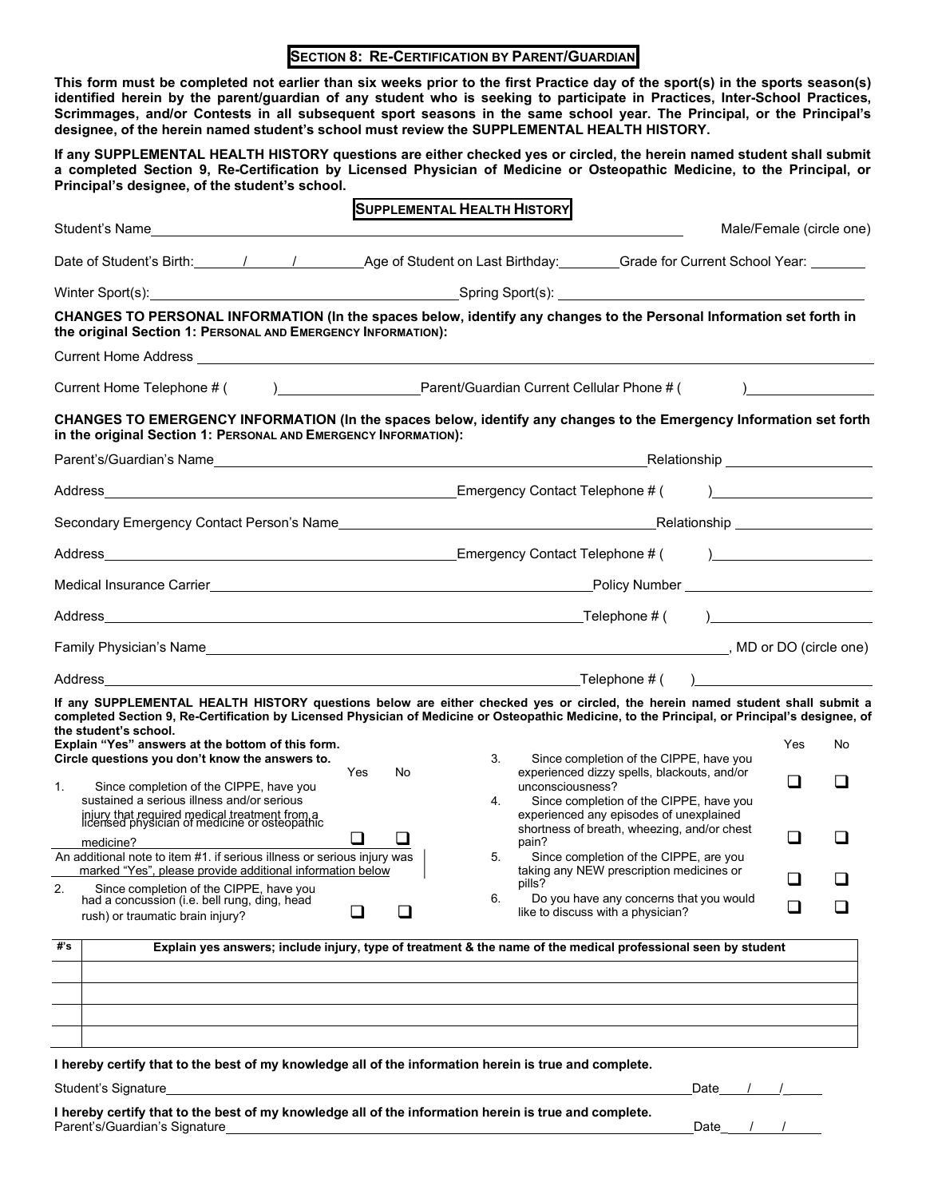## SECTION 8: RE-CERTIFICATION BY PARENT/GUARDIAN

**This form must be completed not earlier than six weeks prior to the first Practice day of the sport(s) in the sports season(s) identified herein by the parent/guardian of any student who is seeking to participate in Practices, Inter-School Practices, Scrimmages, and/or Contests in all subsequent sport seasons in the same school year. The Principal, or the Principal's designee, of the herein named student's school must review the SUPPLEMENTAL HEALTH HISTORY.**

**If any SUPPLEMENTAL HEALTH HISTORY questions are either checked yes or circled, the herein named student shall submit a completed Section 9, Re-Certification by Licensed Physician of Medicine or Osteopathic Medicine, to the Principal, or Principal's designee, of the student's school.**

### SUPPLEMENTAL HEALTH HISTORY

Student's Name________________________________________ Male/Female (circle one)

Date of Student's Birth: ____/____/______ Age of Student on Last Birthday: ______ Grade for Current School Year: ______

Winter Sport(s): ______________________ Spring Sport(s): ______________________

**CHANGES TO PERSONAL INFORMATION (In the spaces below, identify any changes to the Personal Information set forth in the original Section 1: PERSONAL AND EMERGENCY INFORMATION):**

Current Home Address ________________________________________

Current Home Telephone # ( ) ______________ Parent/Guardian Current Cellular Phone # ( ) ______________

**CHANGES TO EMERGENCY INFORMATION (In the spaces below, identify any changes to the Emergency Information set forth in the original Section 1: PERSONAL AND EMERGENCY INFORMATION):**

Parent's/Guardian's Name ______________________________ Relationship ______________

Address ______________________________ Emergency Contact Telephone # ( ) ______________

Secondary Emergency Contact Person's Name ______________________________ Relationship ______________

Address ______________________________ Emergency Contact Telephone # ( ) ______________

Medical Insurance Carrier ______________________________ Policy Number ______________

Address ______________________________ Telephone # ( ) ______________

Family Physician's Name ______________________________, MD or DO (circle one)

Address ______________________________ Telephone # ( ) ______________

**If any SUPPLEMENTAL HEALTH HISTORY questions below are either checked yes or circled, the herein named student shall submit a completed Section 9, Re-Certification by Licensed Physician of Medicine or Osteopathic Medicine, to the Principal, or Principal's designee, of the student's school.**

**Explain "Yes" answers at the bottom of this form.**
**Circle questions you don't know the answers to.**

| # | Question | Yes | No |
|---|---|---|---|
| 1. | Since completion of the CIPPE, have you sustained a serious illness and/or serious injury that required medical treatment from a licensed physician of medicine or osteopathic medicine? | ❑ | ❑ |
| | An additional note to item #1. if serious illness or serious injury was marked "Yes", please provide additional information below | | |
| 2. | Since completion of the CIPPE, have you had a concussion (i.e. bell rung, ding, head rush) or traumatic brain injury? | ❑ | ❑ |
| 3. | Since completion of the CIPPE, have you experienced dizzy spells, blackouts, and/or unconsciousness? | ❑ | ❑ |
| 4. | Since completion of the CIPPE, have you experienced any episodes of unexplained shortness of breath, wheezing, and/or chest pain? | ❑ | ❑ |
| 5. | Since completion of the CIPPE, are you taking any NEW prescription medicines or pills? | ❑ | ❑ |
| 6. | Do you have any concerns that you would like to discuss with a physician? | ❑ | ❑ |

| #'s | Explain yes answers; include injury, type of treatment & the name of the medical professional seen by student |
|---|---|
| | |
| | |
| | |
| | |

**I hereby certify that to the best of my knowledge all of the information herein is true and complete.**

Student's Signature ______________________________ Date ___/___/___

**I hereby certify that to the best of my knowledge all of the information herein is true and complete.**

Parent's/Guardian's Signature ______________________________ Date ___/___/___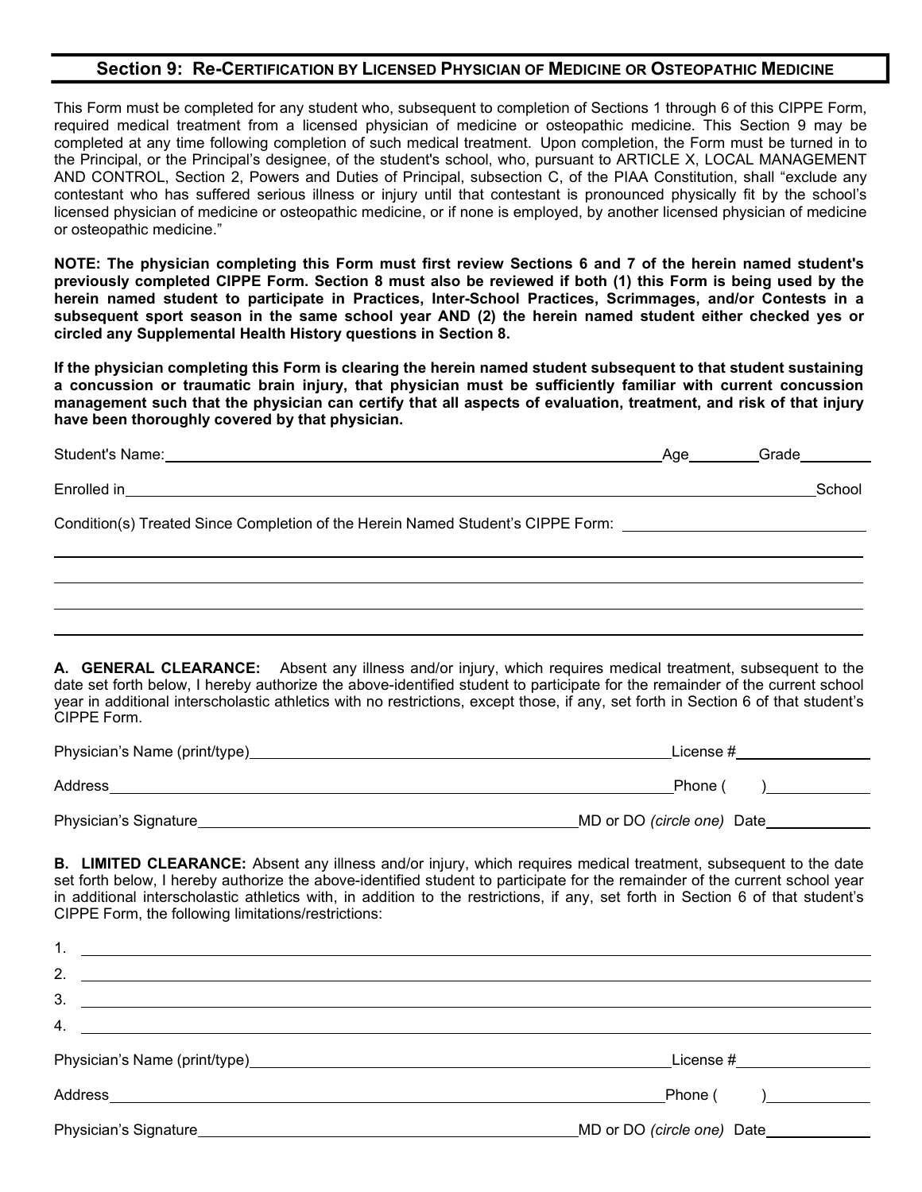## Section 9: Re-Certification by Licensed Physician of Medicine or Osteopathic Medicine

This Form must be completed for any student who, subsequent to completion of Sections 1 through 6 of this CIPPE Form, required medical treatment from a licensed physician of medicine or osteopathic medicine. This Section 9 may be completed at any time following completion of such medical treatment. Upon completion, the Form must be turned in to the Principal, or the Principal's designee, of the student's school, who, pursuant to ARTICLE X, LOCAL MANAGEMENT AND CONTROL, Section 2, Powers and Duties of Principal, subsection C, of the PIAA Constitution, shall "exclude any contestant who has suffered serious illness or injury until that contestant is pronounced physically fit by the school's licensed physician of medicine or osteopathic medicine, or if none is employed, by another licensed physician of medicine or osteopathic medicine."

**NOTE: The physician completing this Form must first review Sections 6 and 7 of the herein named student's previously completed CIPPE Form. Section 8 must also be reviewed if both (1) this Form is being used by the herein named student to participate in Practices, Inter-School Practices, Scrimmages, and/or Contests in a subsequent sport season in the same school year AND (2) the herein named student either checked yes or circled any Supplemental Health History questions in Section 8.**

**If the physician completing this Form is clearing the herein named student subsequent to that student sustaining a concussion or traumatic brain injury, that physician must be sufficiently familiar with current concussion management such that the physician can certify that all aspects of evaluation, treatment, and risk of that injury have been thoroughly covered by that physician.**

Student's Name: ______________________________ Age ________ Grade ________

Enrolled in ______________________________________________ School

Condition(s) Treated Since Completion of the Herein Named Student's CIPPE Form: ______________________________

________________________________________________________________________

________________________________________________________________________

________________________________________________________________________

________________________________________________________________________

**A. GENERAL CLEARANCE:** Absent any illness and/or injury, which requires medical treatment, subsequent to the date set forth below, I hereby authorize the above-identified student to participate for the remainder of the current school year in additional interscholastic athletics with no restrictions, except those, if any, set forth in Section 6 of that student's CIPPE Form.

Physician's Name (print/type) ______________________________ License # ________________

Address ______________________________________________ Phone (      ) ____________

Physician's Signature ______________________________ MD or DO *(circle one)* Date ____________

**B. LIMITED CLEARANCE:** Absent any illness and/or injury, which requires medical treatment, subsequent to the date set forth below, I hereby authorize the above-identified student to participate for the remainder of the current school year in additional interscholastic athletics with, in addition to the restrictions, if any, set forth in Section 6 of that student's CIPPE Form, the following limitations/restrictions:

1. ________________________________________________________________________
2. ________________________________________________________________________
3. ________________________________________________________________________
4. ________________________________________________________________________

Physician's Name (print/type) ______________________________ License # ________________

Address ______________________________________________ Phone (      ) ____________

Physician's Signature ______________________________ MD or DO *(circle one)* Date ____________